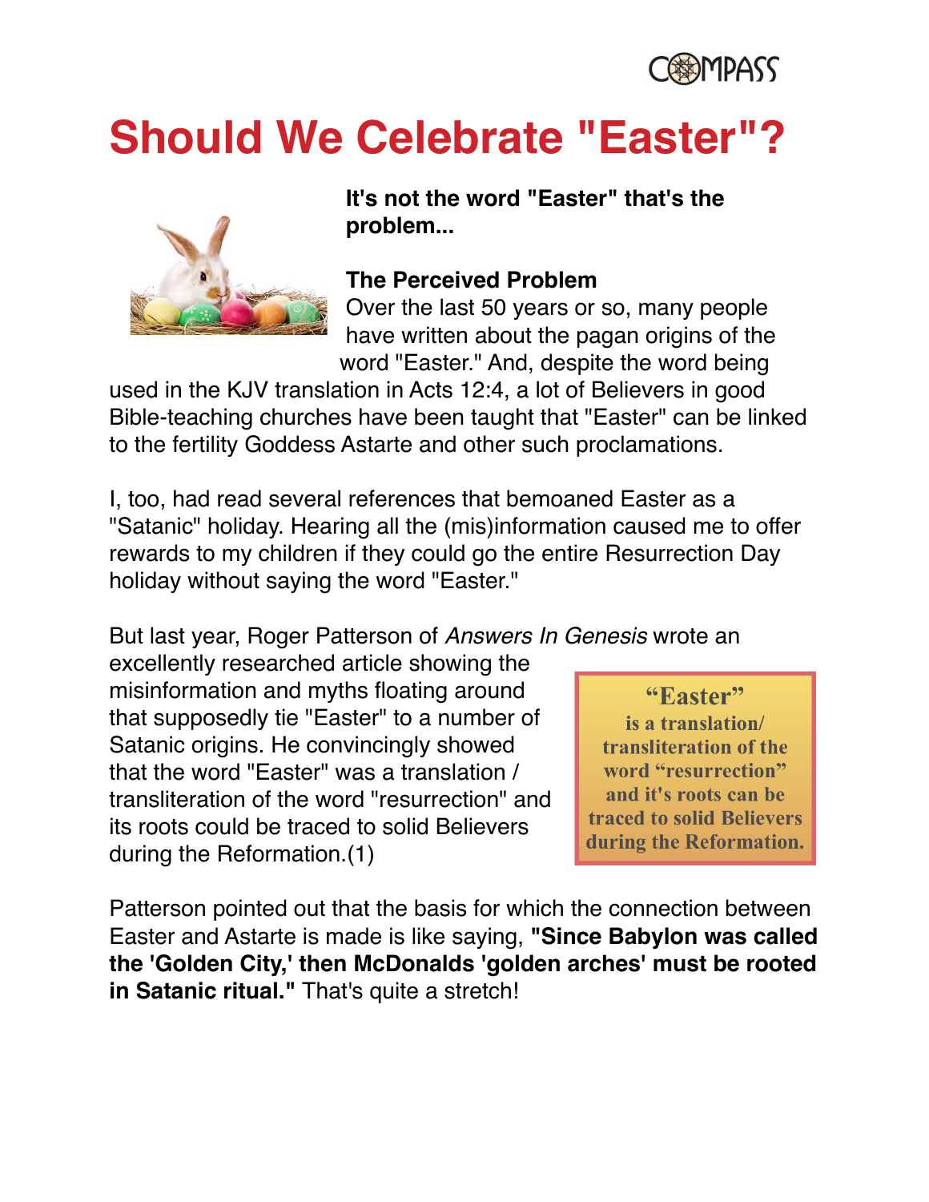# Should We Celebrate "Easter"?

**It's not the word "Easter" that's the problem...**

**The Perceived Problem**

Over the last 50 years or so, many people have written about the pagan origins of the word "Easter." And, despite the word being used in the KJV translation in Acts 12:4, a lot of Believers in good Bible-teaching churches have been taught that "Easter" can be linked to the fertility Goddess Astarte and other such proclamations.

I, too, had read several references that bemoaned Easter as a "Satanic" holiday. Hearing all the (mis)information caused me to offer rewards to my children if they could go the entire Resurrection Day holiday without saying the word "Easter."

But last year, Roger Patterson of *Answers In Genesis* wrote an excellently researched article showing the misinformation and myths floating around that supposedly tie "Easter" to a number of Satanic origins. He convincingly showed that the word "Easter" was a translation / transliteration of the word "resurrection" and its roots could be traced to solid Believers during the Reformation.(1)

> **"Easter" is a translation/ transliteration of the word "resurrection" and it's roots can be traced to solid Believers during the Reformation.**

Patterson pointed out that the basis for which the connection between Easter and Astarte is made is like saying, **"Since Babylon was called the 'Golden City,' then McDonalds 'golden arches' must be rooted in Satanic ritual."** That's quite a stretch!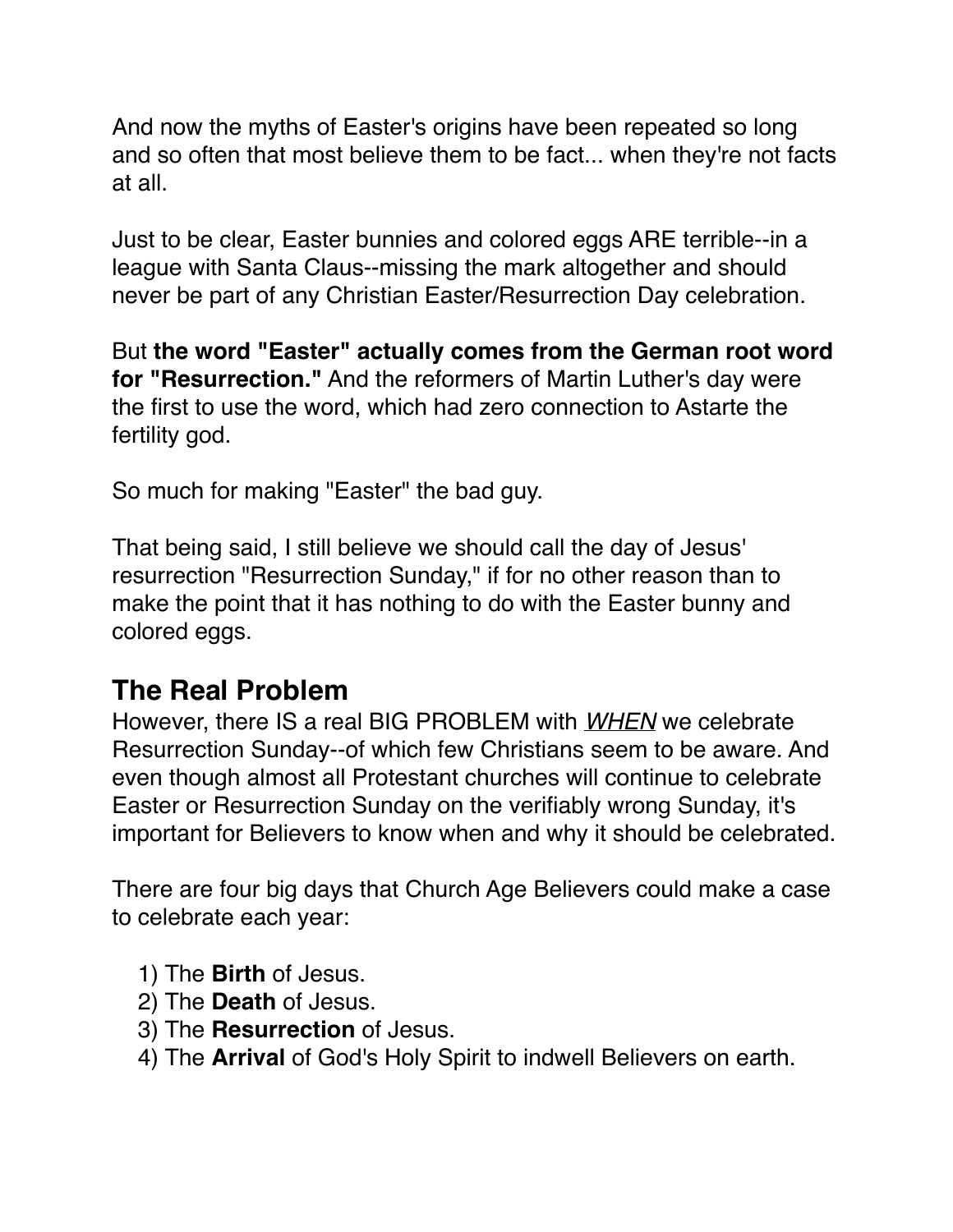And now the myths of Easter's origins have been repeated so long and so often that most believe them to be fact... when they're not facts at all.

Just to be clear, Easter bunnies and colored eggs ARE terrible--in a league with Santa Claus--missing the mark altogether and should never be part of any Christian Easter/Resurrection Day celebration.

But **the word "Easter" actually comes from the German root word for "Resurrection."** And the reformers of Martin Luther's day were the first to use the word, which had zero connection to Astarte the fertility god.

So much for making "Easter" the bad guy.

That being said, I still believe we should call the day of Jesus' resurrection "Resurrection Sunday," if for no other reason than to make the point that it has nothing to do with the Easter bunny and colored eggs.

## The Real Problem

However, there IS a real BIG PROBLEM with ***<u>WHEN</u>*** we celebrate Resurrection Sunday--of which few Christians seem to be aware. And even though almost all Protestant churches will continue to celebrate Easter or Resurrection Sunday on the verifiably wrong Sunday, it's important for Believers to know when and why it should be celebrated.

There are four big days that Church Age Believers could make a case to celebrate each year:

1) The **Birth** of Jesus.
2) The **Death** of Jesus.
3) The **Resurrection** of Jesus.
4) The **Arrival** of God's Holy Spirit to indwell Believers on earth.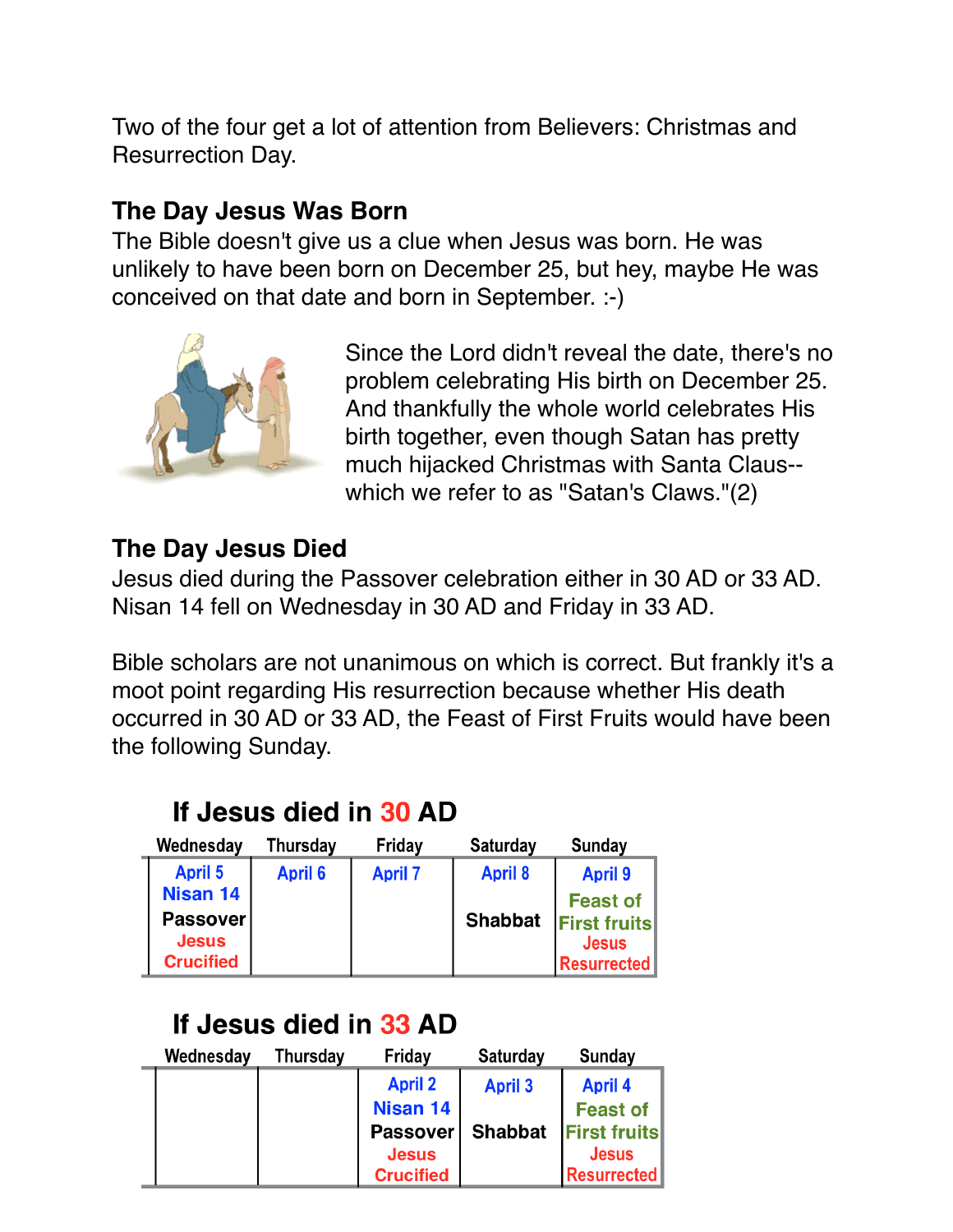Two of the four get a lot of attention from Believers: Christmas and Resurrection Day.

### The Day Jesus Was Born

The Bible doesn't give us a clue when Jesus was born. He was unlikely to have been born on December 25, but hey, maybe He was conceived on that date and born in September. :-)

Since the Lord didn't reveal the date, there's no problem celebrating His birth on December 25. And thankfully the whole world celebrates His birth together, even though Satan has pretty much hijacked Christmas with Santa Claus--which we refer to as "Satan's Claws."(2)

### The Day Jesus Died

Jesus died during the Passover celebration either in 30 AD or 33 AD. Nisan 14 fell on Wednesday in 30 AD and Friday in 33 AD.

Bible scholars are not unanimous on which is correct. But frankly it's a moot point regarding His resurrection because whether His death occurred in 30 AD or 33 AD, the Feast of First Fruits would have been the following Sunday.

**If Jesus died in 30 AD**

| Wednesday | Thursday | Friday | Saturday | Sunday |
|---|---|---|---|---|
| April 5<br>Nisan 14<br>Passover<br>Jesus Crucified | April 6 | April 7 | April 8<br>Shabbat | April 9<br>Feast of First fruits<br>Jesus Resurrected |

**If Jesus died in 33 AD**

| Wednesday | Thursday | Friday | Saturday | Sunday |
|---|---|---|---|---|
| | | April 2<br>Nisan 14<br>Passover<br>Jesus Crucified | April 3<br>Shabbat | April 4<br>Feast of First fruits<br>Jesus Resurrected |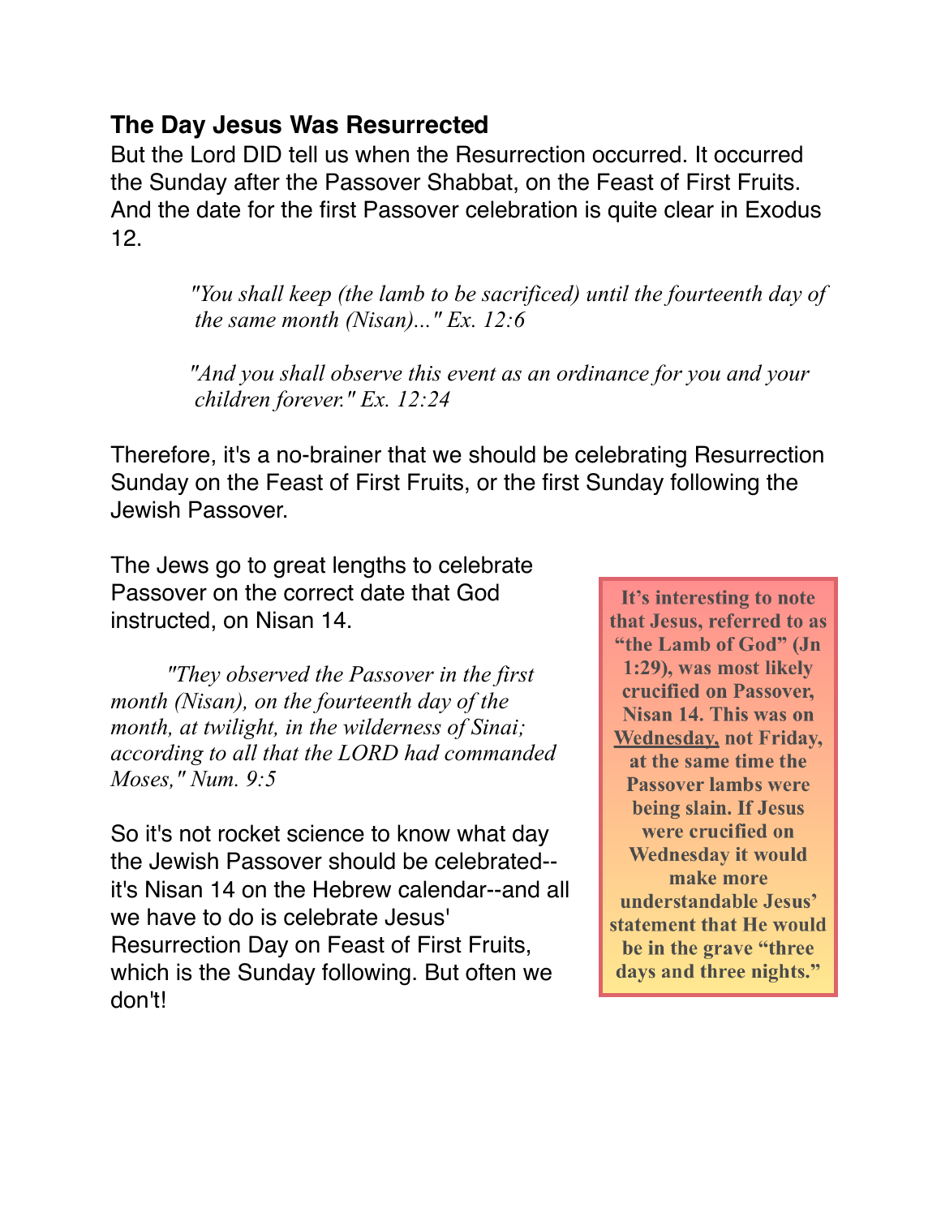### The Day Jesus Was Resurrected

But the Lord DID tell us when the Resurrection occurred. It occurred the Sunday after the Passover Shabbat, on the Feast of First Fruits. And the date for the first Passover celebration is quite clear in Exodus 12.

> *"You shall keep (the lamb to be sacrificed) until the fourteenth day of the same month (Nisan)..." Ex. 12:6*

> *"And you shall observe this event as an ordinance for you and your children forever." Ex. 12:24*

Therefore, it's a no-brainer that we should be celebrating Resurrection Sunday on the Feast of First Fruits, or the first Sunday following the Jewish Passover.

The Jews go to great lengths to celebrate Passover on the correct date that God instructed, on Nisan 14.

> *"They observed the Passover in the first month (Nisan), on the fourteenth day of the month, at twilight, in the wilderness of Sinai; according to all that the LORD had commanded Moses," Num. 9:5*

So it's not rocket science to know what day the Jewish Passover should be celebrated--it's Nisan 14 on the Hebrew calendar--and all we have to do is celebrate Jesus' Resurrection Day on Feast of First Fruits, which is the Sunday following. But often we don't!

**It's interesting to note that Jesus, referred to as "the Lamb of God" (Jn 1:29), was most likely crucified on Passover, Nisan 14. This was on <u>Wednesday,</u> not Friday, at the same time the Passover lambs were being slain. If Jesus were crucified on Wednesday it would make more understandable Jesus' statement that He would be in the grave "three days and three nights."**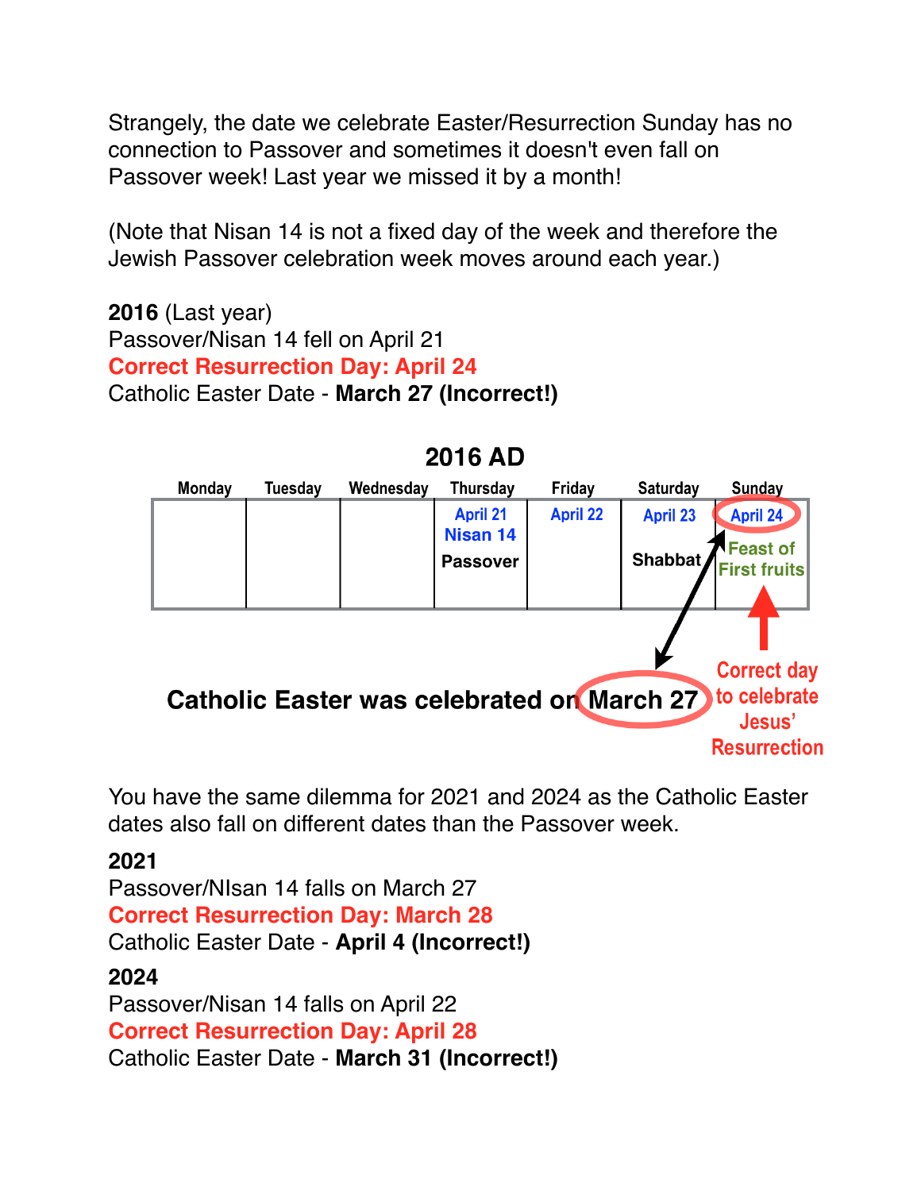Strangely, the date we celebrate Easter/Resurrection Sunday has no connection to Passover and sometimes it doesn't even fall on Passover week! Last year we missed it by a month!

(Note that Nisan 14 is not a fixed day of the week and therefore the Jewish Passover celebration week moves around each year.)

**2016** (Last year)
Passover/Nisan 14 fell on April 21
**Correct Resurrection Day: April 24**
Catholic Easter Date - **March 27 (Incorrect!)**

**2016 AD**

| Monday | Tuesday | Wednesday | Thursday | Friday | Saturday | Sunday |
|---|---|---|---|---|---|---|
| | | | April 21 Nisan 14 Passover | April 22 | April 23 Shabbat | April 24 Feast of First fruits |

**Catholic Easter was celebrated on March 27**

Correct day to celebrate Jesus' Resurrection

You have the same dilemma for 2021 and 2024 as the Catholic Easter dates also fall on different dates than the Passover week.

**2021**
Passover/NIsan 14 falls on March 27
**Correct Resurrection Day: March 28**
Catholic Easter Date - **April 4 (Incorrect!)**

**2024**
Passover/Nisan 14 falls on April 22
**Correct Resurrection Day: April 28**
Catholic Easter Date - **March 31 (Incorrect!)**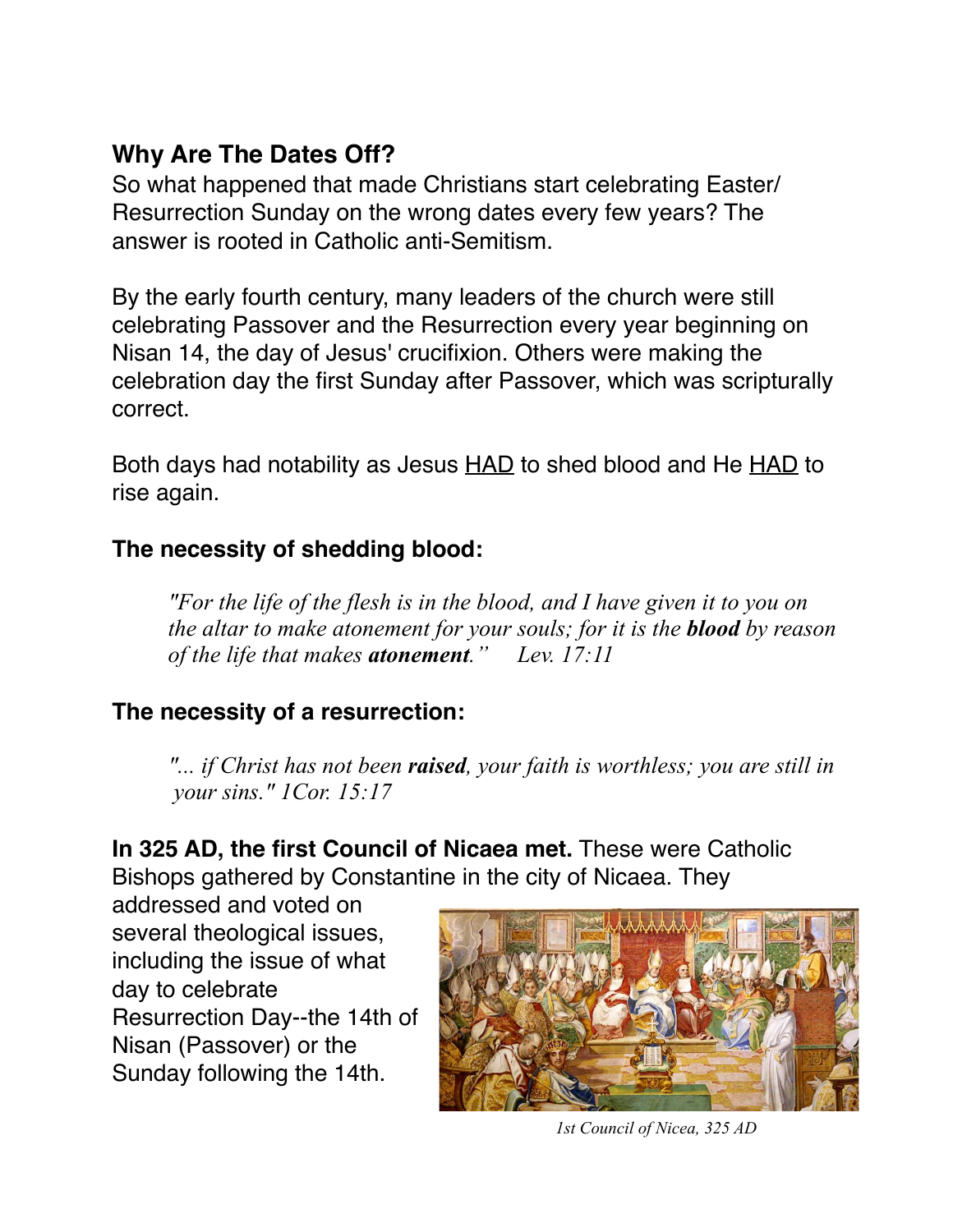## Why Are The Dates Off?

So what happened that made Christians start celebrating Easter/ Resurrection Sunday on the wrong dates every few years? The answer is rooted in Catholic anti-Semitism.

By the early fourth century, many leaders of the church were still celebrating Passover and the Resurrection every year beginning on Nisan 14, the day of Jesus' crucifixion. Others were making the celebration day the first Sunday after Passover, which was scripturally correct.

Both days had notability as Jesus <u>HAD</u> to shed blood and He <u>HAD</u> to rise again.

### The necessity of shedding blood:

> *"For the life of the flesh is in the blood, and I have given it to you on the altar to make atonement for your souls; for it is the **blood** by reason of the life that makes **atonement**."* *Lev. 17:11*

### The necessity of a resurrection:

> *"... if Christ has not been **raised**, your faith is worthless; you are still in your sins." 1Cor. 15:17*

**In 325 AD, the first Council of Nicaea met.** These were Catholic Bishops gathered by Constantine in the city of Nicaea. They addressed and voted on several theological issues, including the issue of what day to celebrate Resurrection Day--the 14th of Nisan (Passover) or the Sunday following the 14th.

*1st Council of Nicea, 325 AD*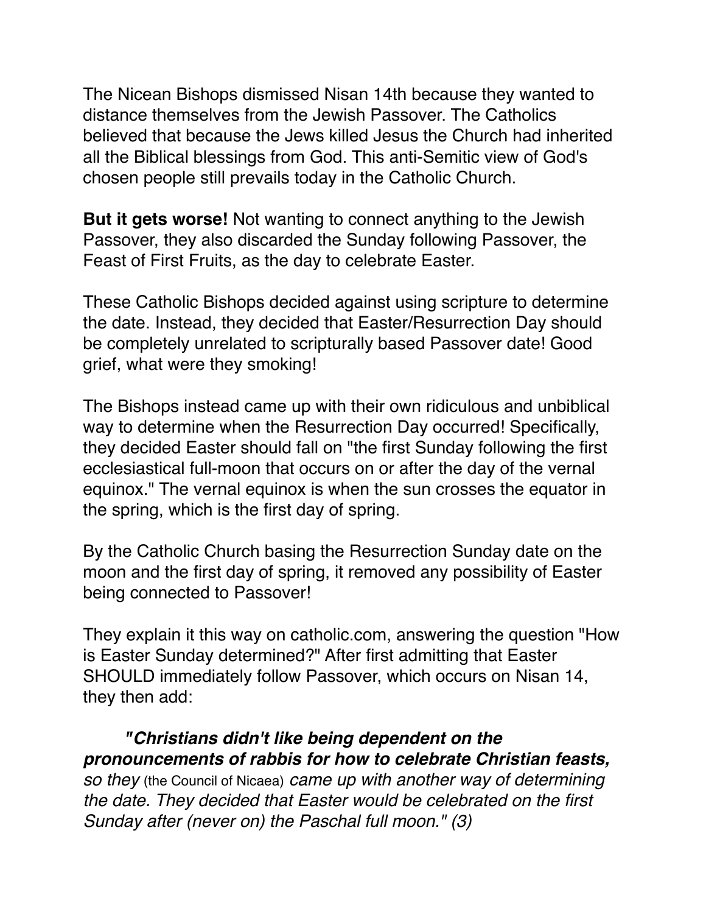The Nicean Bishops dismissed Nisan 14th because they wanted to distance themselves from the Jewish Passover. The Catholics believed that because the Jews killed Jesus the Church had inherited all the Biblical blessings from God. This anti-Semitic view of God's chosen people still prevails today in the Catholic Church.

**But it gets worse!** Not wanting to connect anything to the Jewish Passover, they also discarded the Sunday following Passover, the Feast of First Fruits, as the day to celebrate Easter.

These Catholic Bishops decided against using scripture to determine the date. Instead, they decided that Easter/Resurrection Day should be completely unrelated to scripturally based Passover date! Good grief, what were they smoking!

The Bishops instead came up with their own ridiculous and unbiblical way to determine when the Resurrection Day occurred! Specifically, they decided Easter should fall on "the first Sunday following the first ecclesiastical full-moon that occurs on or after the day of the vernal equinox." The vernal equinox is when the sun crosses the equator in the spring, which is the first day of spring.

By the Catholic Church basing the Resurrection Sunday date on the moon and the first day of spring, it removed any possibility of Easter being connected to Passover!

They explain it this way on catholic.com, answering the question "How is Easter Sunday determined?" After first admitting that Easter SHOULD immediately follow Passover, which occurs on Nisan 14, they then add:

> ***"Christians didn't like being dependent on the pronouncements of rabbis for how to celebrate Christian feasts,*** *so they* (the Council of Nicaea) *came up with another way of determining the date. They decided that Easter would be celebrated on the first Sunday after (never on) the Paschal full moon." (3)*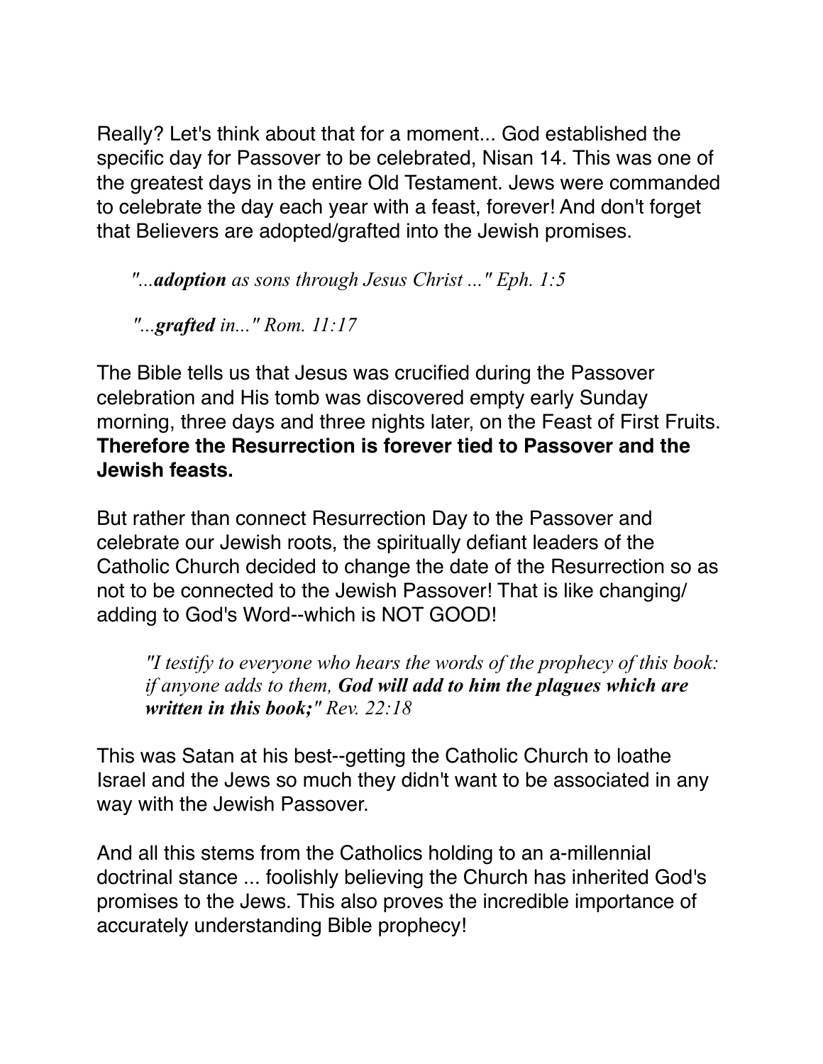Really? Let's think about that for a moment... God established the specific day for Passover to be celebrated, Nisan 14. This was one of the greatest days in the entire Old Testament. Jews were commanded to celebrate the day each year with a feast, forever! And don't forget that Believers are adopted/grafted into the Jewish promises.

> *"...**adoption** as sons through Jesus Christ ..." Eph. 1:5*
>
> *"...**grafted** in..." Rom. 11:17*

The Bible tells us that Jesus was crucified during the Passover celebration and His tomb was discovered empty early Sunday morning, three days and three nights later, on the Feast of First Fruits. **Therefore the Resurrection is forever tied to Passover and the Jewish feasts.**

But rather than connect Resurrection Day to the Passover and celebrate our Jewish roots, the spiritually defiant leaders of the Catholic Church decided to change the date of the Resurrection so as not to be connected to the Jewish Passover! That is like changing/ adding to God's Word--which is NOT GOOD!

> *"I testify to everyone who hears the words of the prophecy of this book: if anyone adds to them, **God will add to him the plagues which are written in this book;**" Rev. 22:18*

This was Satan at his best--getting the Catholic Church to loathe Israel and the Jews so much they didn't want to be associated in any way with the Jewish Passover.

And all this stems from the Catholics holding to an a-millennial doctrinal stance ... foolishly believing the Church has inherited God's promises to the Jews. This also proves the incredible importance of accurately understanding Bible prophecy!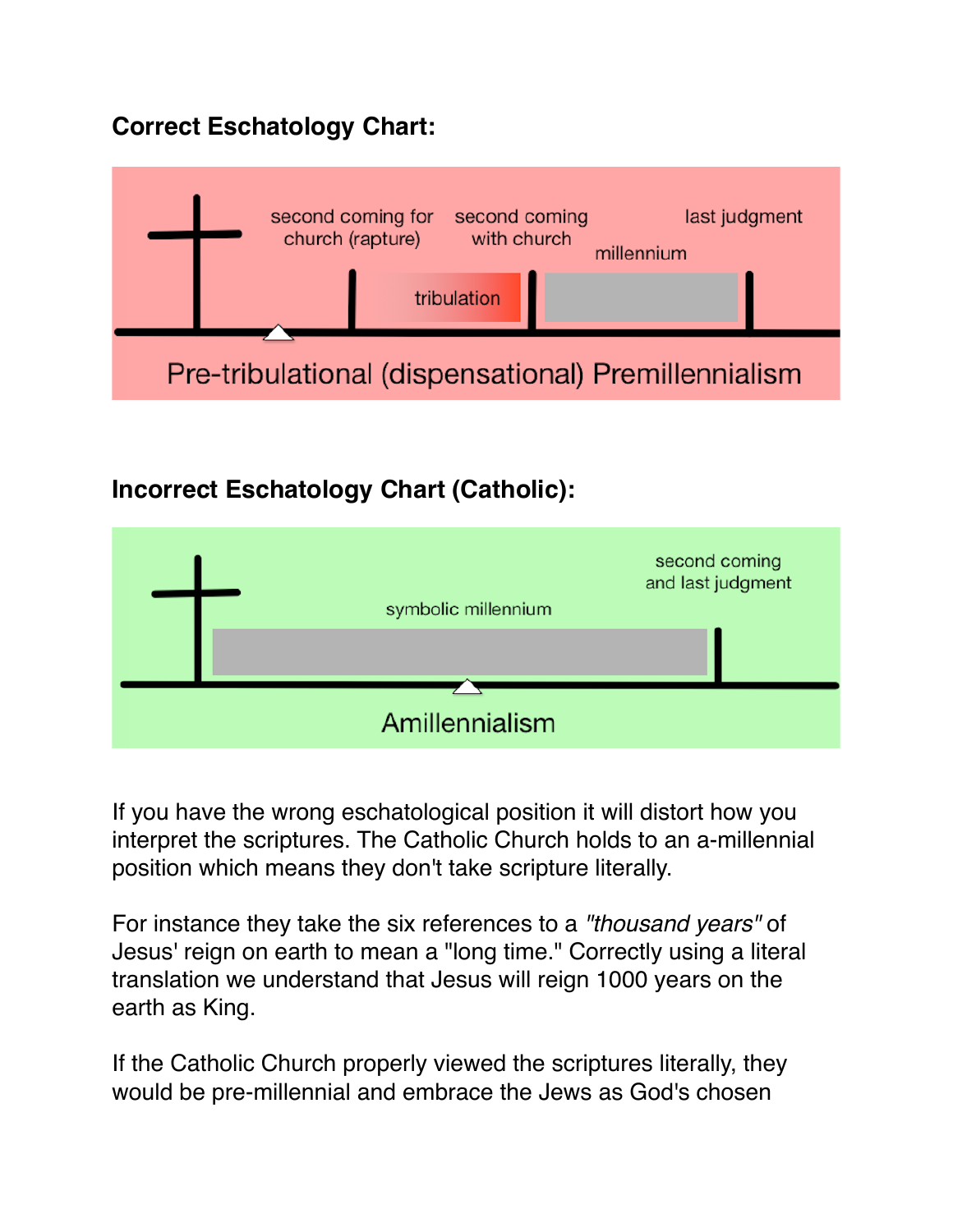**Correct Eschatology Chart:**

second coming for church (rapture)

second coming with church

last judgment

millennium

tribulation

Pre-tribulational (dispensational) Premillennialism

**Incorrect Eschatology Chart (Catholic):**

second coming and last judgment

symbolic millennium

Amillennialism

If you have the wrong eschatological position it will distort how you interpret the scriptures. The Catholic Church holds to an a-millennial position which means they don't take scripture literally.

For instance they take the six references to a *"thousand years"* of Jesus' reign on earth to mean a "long time." Correctly using a literal translation we understand that Jesus will reign 1000 years on the earth as King.

If the Catholic Church properly viewed the scriptures literally, they would be pre-millennial and embrace the Jews as God's chosen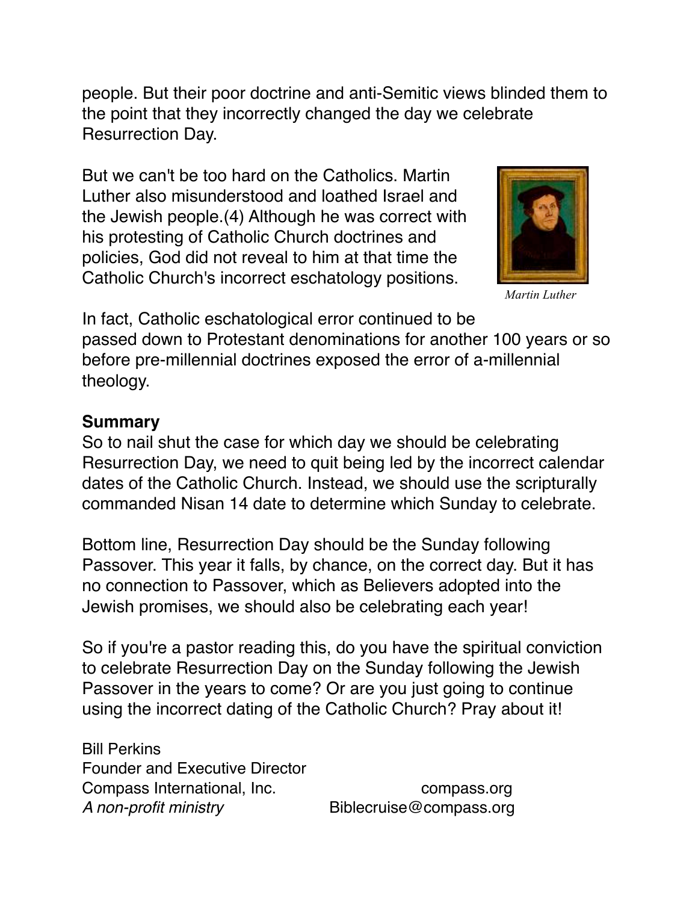people. But their poor doctrine and anti-Semitic views blinded them to the point that they incorrectly changed the day we celebrate Resurrection Day.

But we can't be too hard on the Catholics. Martin Luther also misunderstood and loathed Israel and the Jewish people.(4) Although he was correct with his protesting of Catholic Church doctrines and policies, God did not reveal to him at that time the Catholic Church's incorrect eschatology positions.

*Martin Luther*

In fact, Catholic eschatological error continued to be passed down to Protestant denominations for another 100 years or so before pre-millennial doctrines exposed the error of a-millennial theology.

**Summary**

So to nail shut the case for which day we should be celebrating Resurrection Day, we need to quit being led by the incorrect calendar dates of the Catholic Church. Instead, we should use the scripturally commanded Nisan 14 date to determine which Sunday to celebrate.

Bottom line, Resurrection Day should be the Sunday following Passover. This year it falls, by chance, on the correct day. But it has no connection to Passover, which as Believers adopted into the Jewish promises, we should also be celebrating each year!

So if you're a pastor reading this, do you have the spiritual conviction to celebrate Resurrection Day on the Sunday following the Jewish Passover in the years to come? Or are you just going to continue using the incorrect dating of the Catholic Church? Pray about it!

Bill Perkins
Founder and Executive Director
Compass International, Inc.
*A non-profit ministry*

compass.org
Biblecruise@compass.org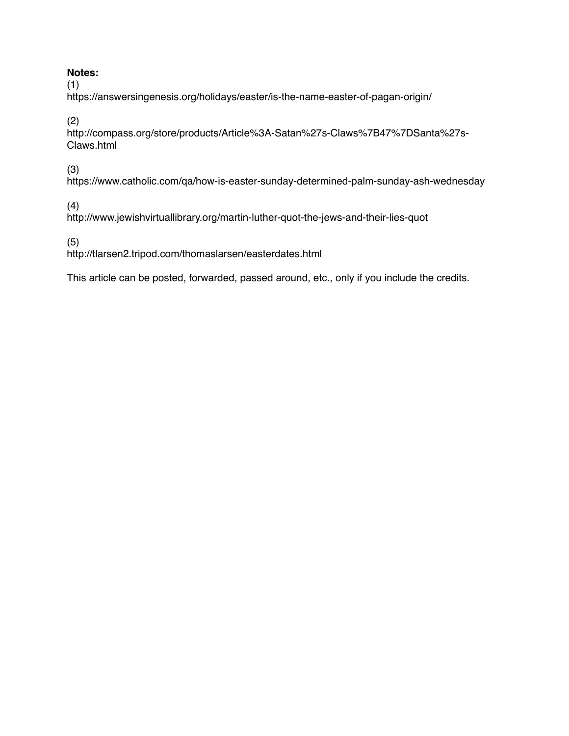**Notes:**

(1)
https://answersingenesis.org/holidays/easter/is-the-name-easter-of-pagan-origin/

(2)
http://compass.org/store/products/Article%3A-Satan%27s-Claws%7B47%7DSanta%27s-Claws.html

(3)
https://www.catholic.com/qa/how-is-easter-sunday-determined-palm-sunday-ash-wednesday

(4)
http://www.jewishvirtuallibrary.org/martin-luther-quot-the-jews-and-their-lies-quot

(5)
http://tlarsen2.tripod.com/thomaslarsen/easterdates.html

This article can be posted, forwarded, passed around, etc., only if you include the credits.